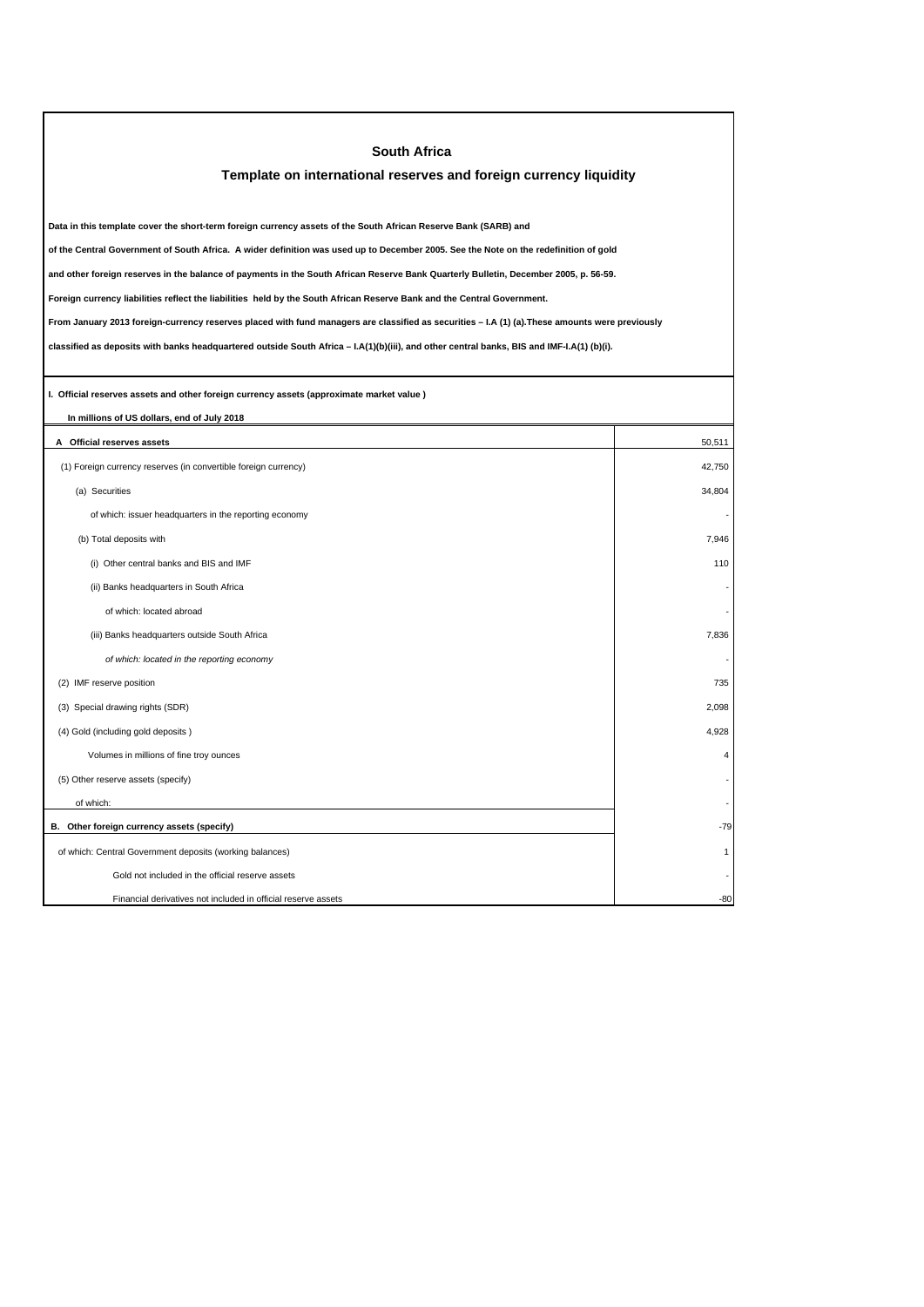# South Africa

## Template on international reserves and foreign currency liquidity

**Data in this template cover the short-term foreign currency assets of the South African Reserve Bank (SARB) and**

**of the Central Government of South Africa. A wider definition was used up to December 2005. See the Note on the redefinition of gold**

**and other foreign reserves in the balance of payments in the South African Reserve Bank Quarterly Bulletin, December 2005, p. 56-59.**

**Foreign currency liabilities reflect the liabilities held by the South African Reserve Bank and the Central Government.**

**From January 2013 foreign-currency reserves placed with fund managers are classified as securities – I.A (1) (a).These amounts were previously**

**classified as deposits with banks headquartered outside South Africa – I.A(1)(b)(iii), and other central banks, BIS and IMF-I.A(1) (b)(i).**

**I. Official reserves assets and other foreign currency assets (approximate market value )**

**In millions of US dollars, end of July 2018**

| | |
|---|---|
| **A Official reserves assets** | 50,511 |
| (1) Foreign currency reserves (in convertible foreign currency) | 42,750 |
| (a) Securities | 34,804 |
| of which: issuer headquarters in the reporting economy | - |
| (b) Total deposits with | 7,946 |
| (i) Other central banks and BIS and IMF | 110 |
| (ii) Banks headquarters in South Africa | - |
| of which: located abroad | - |
| (iii) Banks headquarters outside South Africa | 7,836 |
| *of which: located in the reporting economy* | - |
| (2) IMF reserve position | 735 |
| (3) Special drawing rights (SDR) | 2,098 |
| (4) Gold (including gold deposits ) | 4,928 |
| Volumes in millions of fine troy ounces | 4 |
| (5) Other reserve assets (specify) | - |
| of which: | - |
| **B. Other foreign currency assets (specify)** | -79 |
| of which: Central Government deposits (working balances) | 1 |
| Gold not included in the official reserve assets | - |
| Financial derivatives not included in official reserve assets | -80 |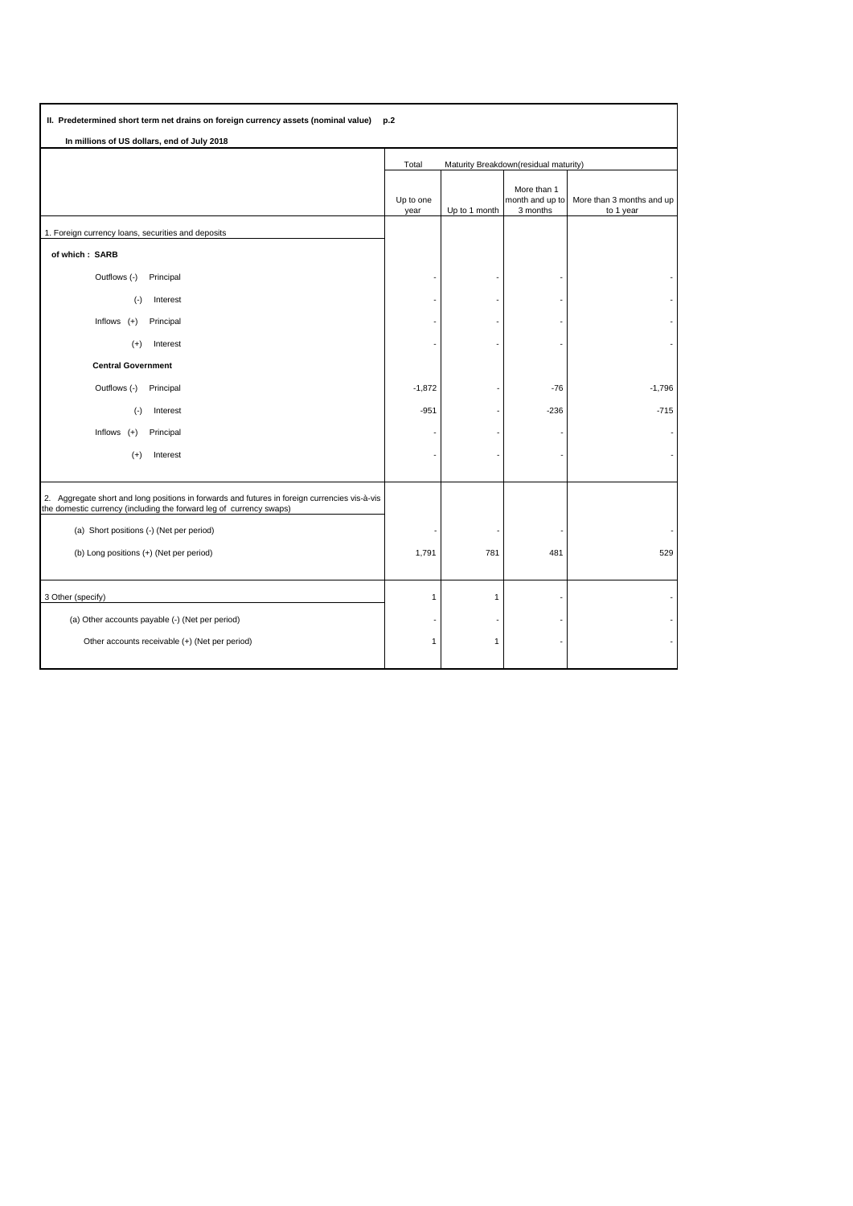**II. Predetermined short term net drains on foreign currency assets (nominal value) p.2**

**In millions of US dollars, end of July 2018**

| | Total | Maturity Breakdown(residual maturity) | | |
|---|---|---|---|---|
| | Up to one year | Up to 1 month | More than 1 month and up to 3 months | More than 3 months and up to 1 year |
| 1. Foreign currency loans, securities and deposits | | | | |
| **of which : SARB** | | | | |
| Outflows (-) Principal | - | - | - | - |
| (-) Interest | - | - | - | - |
| Inflows (+) Principal | - | - | - | - |
| (+) Interest | - | - | - | - |
| **Central Government** | | | | |
| Outflows (-) Principal | -1,872 | - | -76 | -1,796 |
| (-) Interest | -951 | - | -236 | -715 |
| Inflows (+) Principal | - | - | - | - |
| (+) Interest | - | - | - | - |
| 2. Aggregate short and long positions in forwards and futures in foreign currencies vis-à-vis the domestic currency (including the forward leg of currency swaps) | | | | |
| (a) Short positions (-) (Net per period) | - | - | - | - |
| (b) Long positions (+) (Net per period) | 1,791 | 781 | 481 | 529 |
| 3 Other (specify) | 1 | 1 | - | - |
| (a) Other accounts payable (-) (Net per period) | - | - | - | - |
| Other accounts receivable (+) (Net per period) | 1 | 1 | - | - |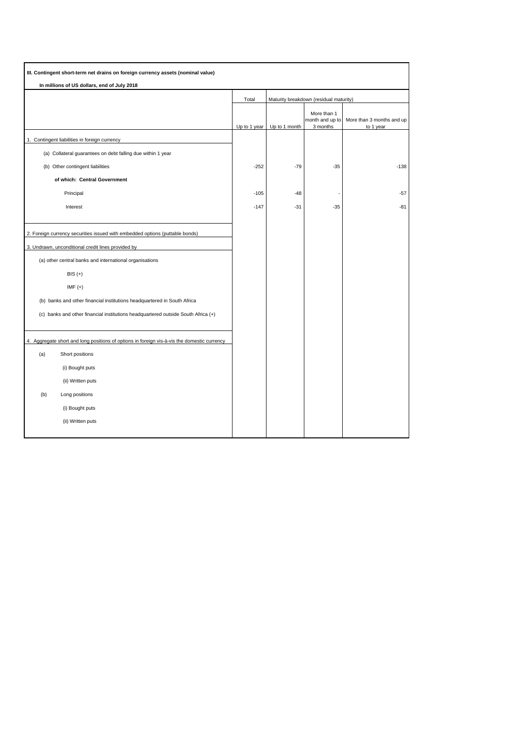**III. Contingent short-term net drains on foreign currency assets (nominal value)**

**In millions of US dollars, end of July 2018**

| | Total | Maturity breakdown (residual maturity) | | |
|---|---|---|---|---|
| | Up to 1 year | Up to 1 month | More than 1 month and up to 3 months | More than 3 months and up to 1 year |
| 1. Contingent liabilities in foreign currency | | | | |
| (a) Collateral guarantees on debt falling due within 1 year | | | | |
| (b) Other contingent liabilities | -252 | -79 | -35 | -138 |
| **of which: Central Government** | | | | |
| Principal | -105 | -48 | - | -57 |
| Interest | -147 | -31 | -35 | -81 |
| 2. Foreign currency securities issued with embedded options (puttable bonds) | | | | |
| 3. Undrawn, unconditional credit lines provided by | | | | |
| (a) other central banks and international organisations | | | | |
| BIS (+) | | | | |
| IMF (+) | | | | |
| (b) banks and other financial institutions headquartered in South Africa | | | | |
| (c) banks and other financial institutions headquartered outside South Africa (+) | | | | |
| 4. Aggregate short and long positions of options in foreign vis-à-vis the domestic currency | | | | |
| (a) Short positions | | | | |
| (i) Bought puts | | | | |
| (ii) Written puts | | | | |
| (b) Long positions | | | | |
| (i) Bought puts | | | | |
| (ii) Written puts | | | | |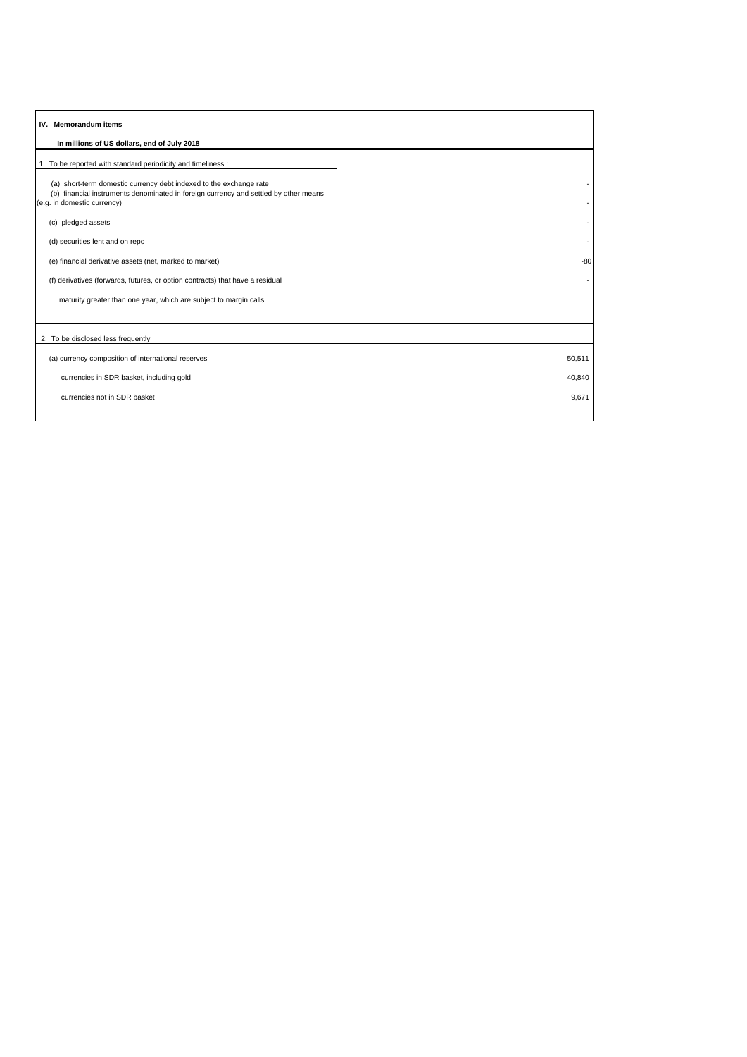| IV. Memorandum items | |
|---|---|
| **In millions of US dollars, end of July 2018** | |
| 1. To be reported with standard periodicity and timeliness : | |
| (a) short-term domestic currency debt indexed to the exchange rate | - |
| (b) financial instruments denominated in foreign currency and settled by other means (e.g. in domestic currency) | - |
| (c) pledged assets | - |
| (d) securities lent and on repo | - |
| (e) financial derivative assets (net, marked to market) | -80 |
| (f) derivatives (forwards, futures, or option contracts) that have a residual | - |
| maturity greater than one year, which are subject to margin calls | |
| 2. To be disclosed less frequently | |
| (a) currency composition of international reserves | 50,511 |
| currencies in SDR basket, including gold | 40,840 |
| currencies not in SDR basket | 9,671 |